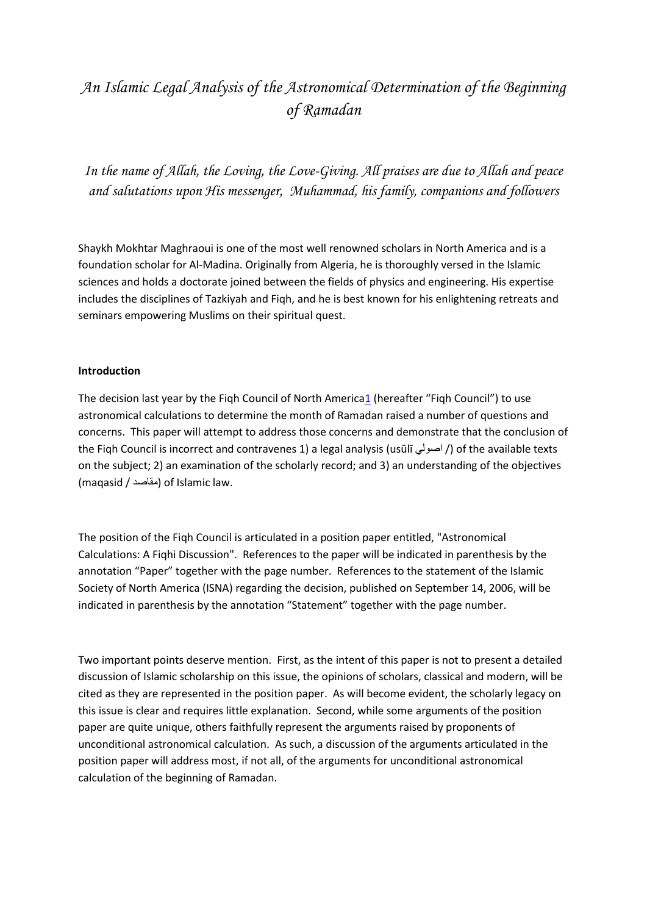# *An Islamic Legal Analysis of the Astronomical Determination of the Beginning of Ramadan*

*In the name of Allah, the Loving, the Love-Giving. All praises are due to Allah and peace and salutations upon His messenger, Muhammad, his family, companions and followers*

Shaykh Mokhtar Maghraoui is one of the most well renowned scholars in North America and is a foundation scholar for Al-Madina. Originally from Algeria, he is thoroughly versed in the Islamic sciences and holds a doctorate joined between the fields of physics and engineering. His expertise includes the disciplines of Tazkiyah and Fiqh, and he is best known for his enlightening retreats and seminars empowering Muslims on their spiritual quest.

**Introduction**

The decision last year by the Fiqh Council of North America[1] (hereafter "Fiqh Council") to use astronomical calculations to determine the month of Ramadan raised a number of questions and concerns. This paper will attempt to address those concerns and demonstrate that the conclusion of the Fiqh Council is incorrect and contravenes 1) a legal analysis (usūlī اصولي /) of the available texts on the subject; 2) an examination of the scholarly record; and 3) an understanding of the objectives (maqasid / مقاصد) of Islamic law.

The position of the Fiqh Council is articulated in a position paper entitled, "Astronomical Calculations: A Fiqhi Discussion". References to the paper will be indicated in parenthesis by the annotation "Paper" together with the page number. References to the statement of the Islamic Society of North America (ISNA) regarding the decision, published on September 14, 2006, will be indicated in parenthesis by the annotation "Statement" together with the page number.

Two important points deserve mention. First, as the intent of this paper is not to present a detailed discussion of Islamic scholarship on this issue, the opinions of scholars, classical and modern, will be cited as they are represented in the position paper. As will become evident, the scholarly legacy on this issue is clear and requires little explanation. Second, while some arguments of the position paper are quite unique, others faithfully represent the arguments raised by proponents of unconditional astronomical calculation. As such, a discussion of the arguments articulated in the position paper will address most, if not all, of the arguments for unconditional astronomical calculation of the beginning of Ramadan.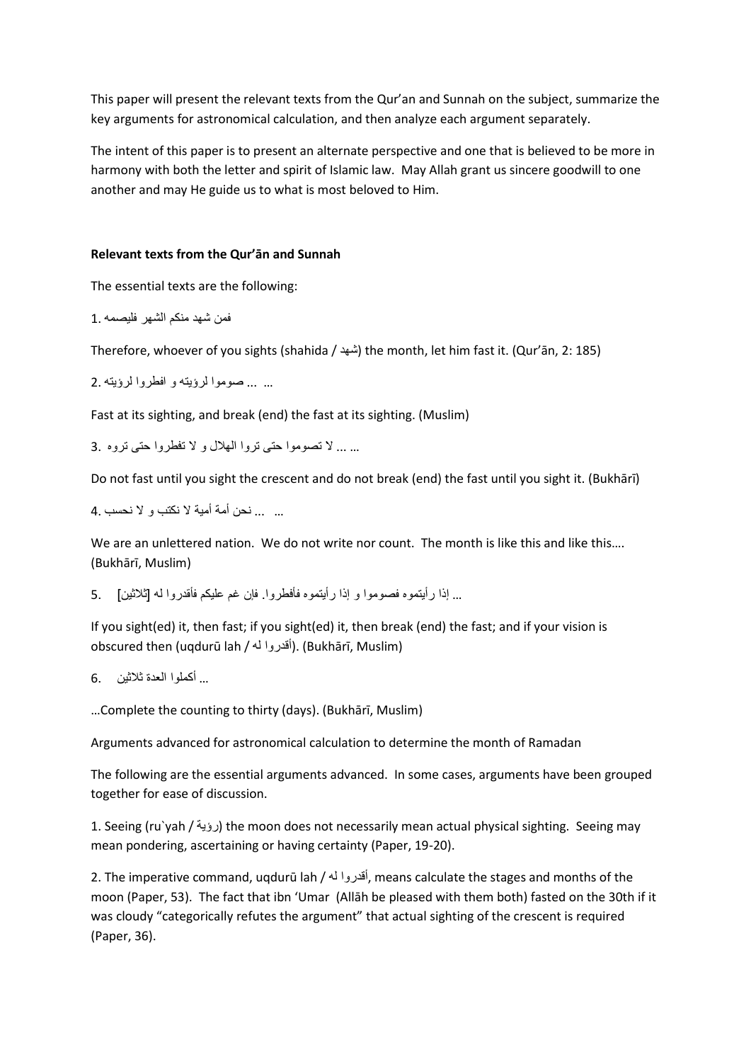This paper will present the relevant texts from the Qur'an and Sunnah on the subject, summarize the key arguments for astronomical calculation, and then analyze each argument separately.

The intent of this paper is to present an alternate perspective and one that is believed to be more in harmony with both the letter and spirit of Islamic law. May Allah grant us sincere goodwill to one another and may He guide us to what is most beloved to Him.

**Relevant texts from the Qur'ān and Sunnah**

The essential texts are the following:

1. فمن شهد منكم الشهر فليصمه

Therefore, whoever of you sights (shahida / شهد) the month, let him fast it. (Qur'ān, 2: 185)

2. ... صوموا لرؤيته و افطروا لرؤيته ...

Fast at its sighting, and break (end) the fast at its sighting. (Muslim)

3. ... لا تصوموا حتى تروا الهلال و لا تفطروا حتى تروه ...

Do not fast until you sight the crescent and do not break (end) the fast until you sight it. (Bukhārī)

4. ... نحن أمة أمية لا نكتب و لا نحسب ...

We are an unlettered nation. We do not write nor count. The month is like this and like this…. (Bukhārī, Muslim)

5. ... إذا رأيتموه فصوموا و إذا رأيتموه فأفطروا. فإن غم عليكم فأقدروا له [ثلاثين]

If you sight(ed) it, then fast; if you sight(ed) it, then break (end) the fast; and if your vision is obscured then (uqdurū lah / أقدروا له). (Bukhārī, Muslim)

6. ... أكملوا العدة ثلاثين

…Complete the counting to thirty (days). (Bukhārī, Muslim)

Arguments advanced for astronomical calculation to determine the month of Ramadan

The following are the essential arguments advanced. In some cases, arguments have been grouped together for ease of discussion.

1. Seeing (ru`yah / رؤية) the moon does not necessarily mean actual physical sighting. Seeing may mean pondering, ascertaining or having certainty (Paper, 19-20).

2. The imperative command, uqdurū lah / أقدروا له, means calculate the stages and months of the moon (Paper, 53). The fact that ibn 'Umar (Allāh be pleased with them both) fasted on the 30th if it was cloudy "categorically refutes the argument" that actual sighting of the crescent is required (Paper, 36).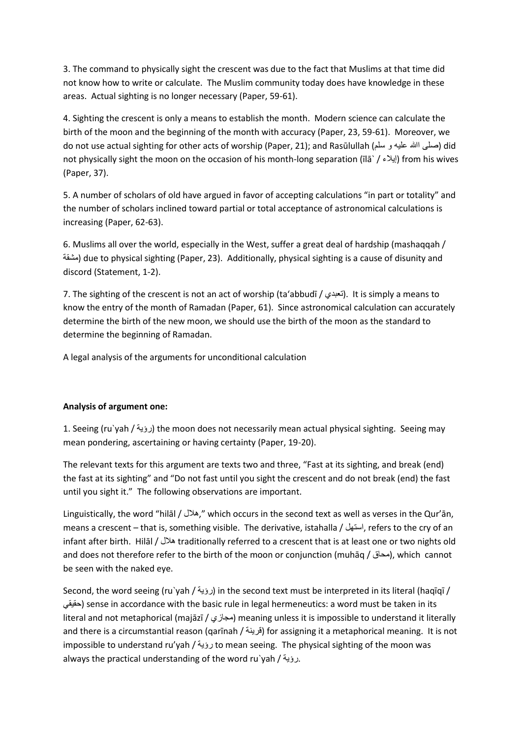3. The command to physically sight the crescent was due to the fact that Muslims at that time did not know how to write or calculate. The Muslim community today does have knowledge in these areas. Actual sighting is no longer necessary (Paper, 59-61).

4. Sighting the crescent is only a means to establish the month. Modern science can calculate the birth of the moon and the beginning of the month with accuracy (Paper, 23, 59-61). Moreover, we do not use actual sighting for other acts of worship (Paper, 21); and Rasūlullah (صلى الله عليه و سلم) did not physically sight the moon on the occasion of his month-long separation (īlā` / إيلاء) from his wives (Paper, 37).

5. A number of scholars of old have argued in favor of accepting calculations "in part or totality" and the number of scholars inclined toward partial or total acceptance of astronomical calculations is increasing (Paper, 62-63).

6. Muslims all over the world, especially in the West, suffer a great deal of hardship (mashaqqah / مشقة) due to physical sighting (Paper, 23). Additionally, physical sighting is a cause of disunity and discord (Statement, 1-2).

7. The sighting of the crescent is not an act of worship (ta'abbudī / تعبدي). It is simply a means to know the entry of the month of Ramadan (Paper, 61). Since astronomical calculation can accurately determine the birth of the new moon, we should use the birth of the moon as the standard to determine the beginning of Ramadan.

A legal analysis of the arguments for unconditional calculation

**Analysis of argument one:**

1. Seeing (ru`yah / رؤية) the moon does not necessarily mean actual physical sighting. Seeing may mean pondering, ascertaining or having certainty (Paper, 19-20).

The relevant texts for this argument are texts two and three, "Fast at its sighting, and break (end) the fast at its sighting" and "Do not fast until you sight the crescent and do not break (end) the fast until you sight it." The following observations are important.

Linguistically, the word "hilāl / هلال," which occurs in the second text as well as verses in the Qur'ān, means a crescent – that is, something visible. The derivative, istahalla / استهل, refers to the cry of an infant after birth. Hilāl / هلال traditionally referred to a crescent that is at least one or two nights old and does not therefore refer to the birth of the moon or conjunction (muhāq / محاق), which cannot be seen with the naked eye.

Second, the word seeing (ru`yah / رؤية) in the second text must be interpreted in its literal (haqīqī / حقيقي) sense in accordance with the basic rule in legal hermeneutics: a word must be taken in its literal and not metaphorical (majāzī / مجازي) meaning unless it is impossible to understand it literally and there is a circumstantial reason (qarīnah / قرينة) for assigning it a metaphorical meaning. It is not impossible to understand ru'yah / رؤية to mean seeing. The physical sighting of the moon was always the practical understanding of the word ru`yah / رؤية.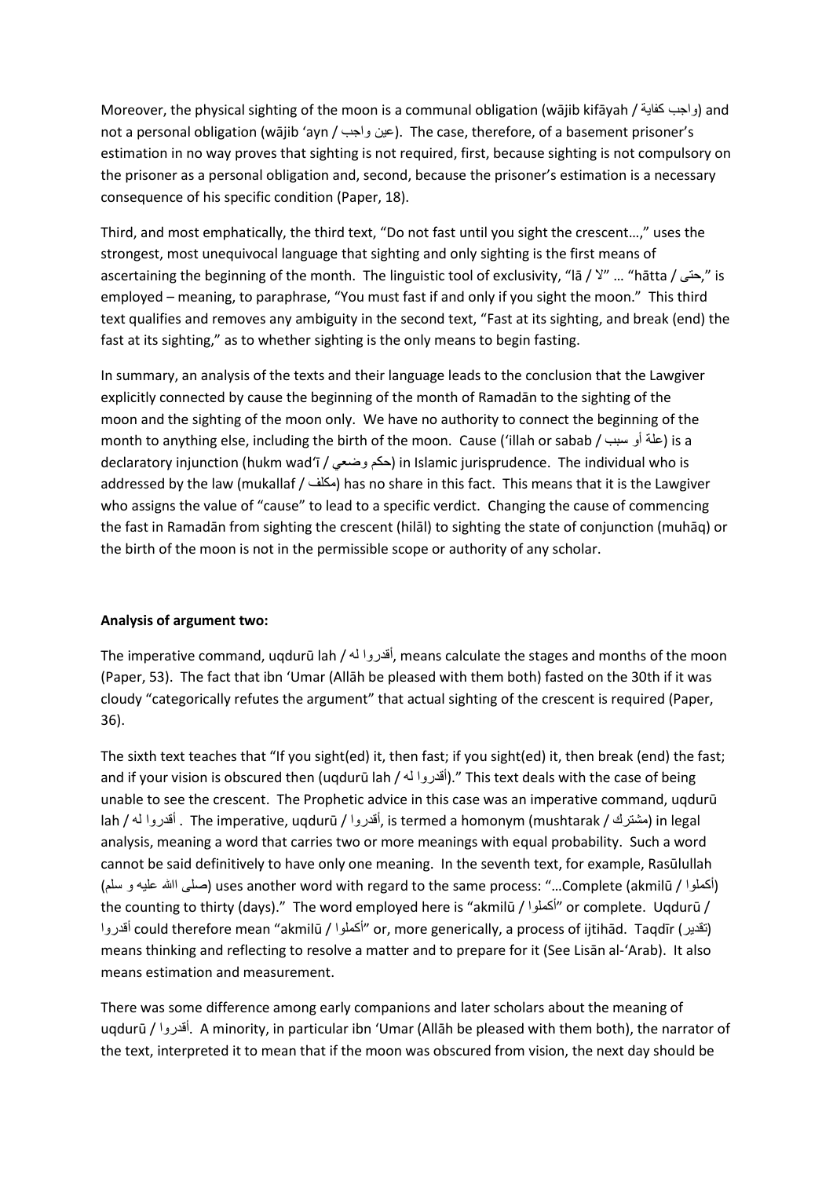Moreover, the physical sighting of the moon is a communal obligation (wājib kifāyah / واجب كفاية) and not a personal obligation (wājib 'ayn / واجب عين). The case, therefore, of a basement prisoner's estimation in no way proves that sighting is not required, first, because sighting is not compulsory on the prisoner as a personal obligation and, second, because the prisoner's estimation is a necessary consequence of his specific condition (Paper, 18).

Third, and most emphatically, the third text, "Do not fast until you sight the crescent…," uses the strongest, most unequivocal language that sighting and only sighting is the first means of ascertaining the beginning of the month. The linguistic tool of exclusivity, "lā / لا" … "hātta / حتى," is employed – meaning, to paraphrase, "You must fast if and only if you sight the moon." This third text qualifies and removes any ambiguity in the second text, "Fast at its sighting, and break (end) the fast at its sighting," as to whether sighting is the only means to begin fasting.

In summary, an analysis of the texts and their language leads to the conclusion that the Lawgiver explicitly connected by cause the beginning of the month of Ramadān to the sighting of the moon and the sighting of the moon only. We have no authority to connect the beginning of the month to anything else, including the birth of the moon. Cause ('illah or sabab / علة أو سبب) is a declaratory injunction (hukm wad'ī / حكم وضعي) in Islamic jurisprudence. The individual who is addressed by the law (mukallaf / مكلف) has no share in this fact. This means that it is the Lawgiver who assigns the value of "cause" to lead to a specific verdict. Changing the cause of commencing the fast in Ramadān from sighting the crescent (hilāl) to sighting the state of conjunction (muhāq) or the birth of the moon is not in the permissible scope or authority of any scholar.

**Analysis of argument two:**

The imperative command, uqdurū lah / أقدروا له, means calculate the stages and months of the moon (Paper, 53). The fact that ibn 'Umar (Allāh be pleased with them both) fasted on the 30th if it was cloudy "categorically refutes the argument" that actual sighting of the crescent is required (Paper, 36).

The sixth text teaches that "If you sight(ed) it, then fast; if you sight(ed) it, then break (end) the fast; and if your vision is obscured then (uqdurū lah / أقدروا له)." This text deals with the case of being unable to see the crescent. The Prophetic advice in this case was an imperative command, uqdurū lah / أقدروا له . The imperative, uqdurū / أقدروا, is termed a homonym (mushtarak / مشترك) in legal analysis, meaning a word that carries two or more meanings with equal probability. Such a word cannot be said definitively to have only one meaning. In the seventh text, for example, Rasūlullah (صلى الله عليه و سلم) uses another word with regard to the same process: "…Complete (akmilū / أكملوا) the counting to thirty (days)." The word employed here is "akmilū / أكملوا" or complete. Uqdurū / أقدروا could therefore mean "akmilū / أكملوا" or, more generically, a process of ijtihād. Taqdīr (تقدير) means thinking and reflecting to resolve a matter and to prepare for it (See Lisān al-'Arab). It also means estimation and measurement.

There was some difference among early companions and later scholars about the meaning of uqdurū / أقدروا. A minority, in particular ibn 'Umar (Allāh be pleased with them both), the narrator of the text, interpreted it to mean that if the moon was obscured from vision, the next day should be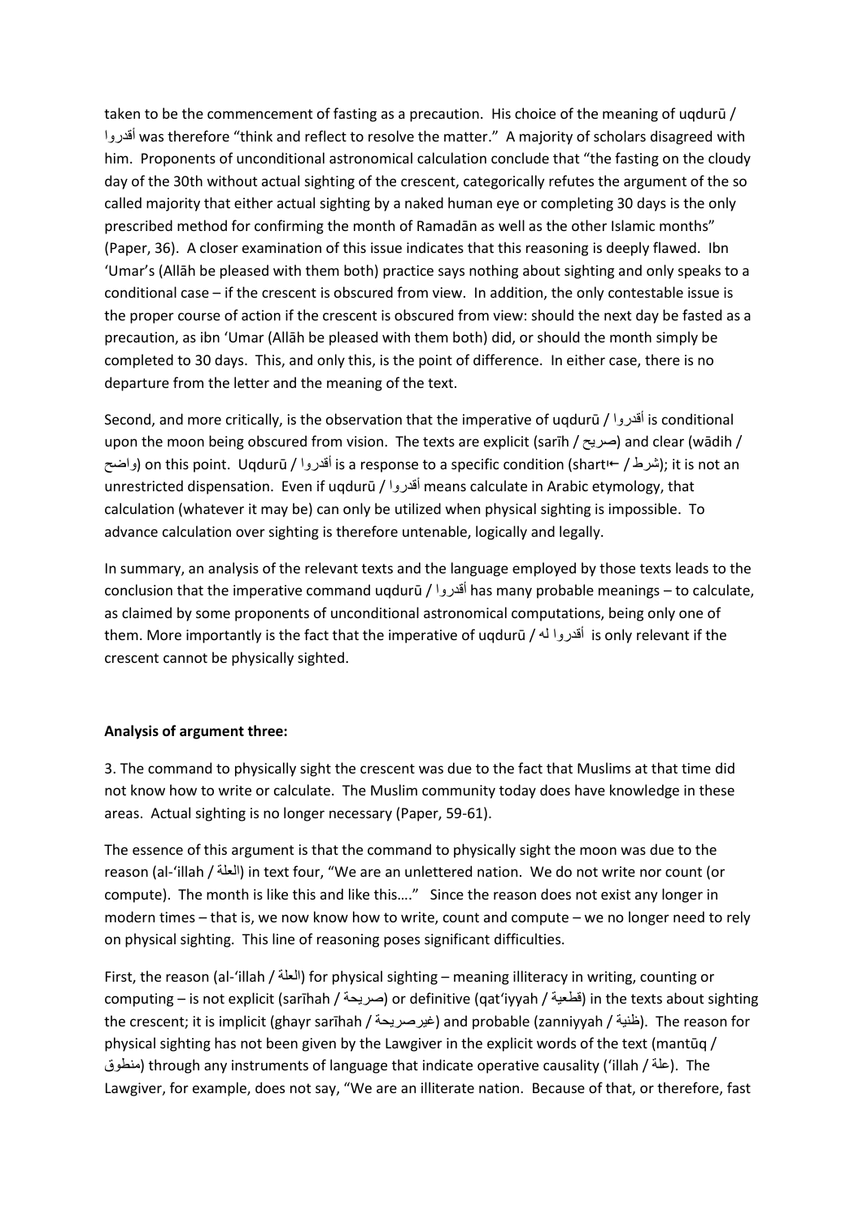taken to be the commencement of fasting as a precaution. His choice of the meaning of uqdurū / أقدروا was therefore "think and reflect to resolve the matter." A majority of scholars disagreed with him. Proponents of unconditional astronomical calculation conclude that "the fasting on the cloudy day of the 30th without actual sighting of the crescent, categorically refutes the argument of the so called majority that either actual sighting by a naked human eye or completing 30 days is the only prescribed method for confirming the month of Ramadān as well as the other Islamic months" (Paper, 36). A closer examination of this issue indicates that this reasoning is deeply flawed. Ibn 'Umar's (Allāh be pleased with them both) practice says nothing about sighting and only speaks to a conditional case – if the crescent is obscured from view. In addition, the only contestable issue is the proper course of action if the crescent is obscured from view: should the next day be fasted as a precaution, as ibn 'Umar (Allāh be pleased with them both) did, or should the month simply be completed to 30 days. This, and only this, is the point of difference. In either case, there is no departure from the letter and the meaning of the text.

Second, and more critically, is the observation that the imperative of uqdurū / أقدروا is conditional upon the moon being obscured from vision. The texts are explicit (sarīh / صريح) and clear (wādih / واضح) on this point. Uqdurū / أقدروا is a response to a specific condition (shart / شرط); it is not an unrestricted dispensation. Even if uqdurū / أقدروا means calculate in Arabic etymology, that calculation (whatever it may be) can only be utilized when physical sighting is impossible. To advance calculation over sighting is therefore untenable, logically and legally.

In summary, an analysis of the relevant texts and the language employed by those texts leads to the conclusion that the imperative command uqdurū / أقدروا has many probable meanings – to calculate, as claimed by some proponents of unconditional astronomical computations, being only one of them. More importantly is the fact that the imperative of uqdurū / أقدروا له is only relevant if the crescent cannot be physically sighted.

**Analysis of argument three:**

3. The command to physically sight the crescent was due to the fact that Muslims at that time did not know how to write or calculate. The Muslim community today does have knowledge in these areas. Actual sighting is no longer necessary (Paper, 59-61).

The essence of this argument is that the command to physically sight the moon was due to the reason (al-'illah / العلة) in text four, "We are an unlettered nation. We do not write nor count (or compute). The month is like this and like this…." Since the reason does not exist any longer in modern times – that is, we now know how to write, count and compute – we no longer need to rely on physical sighting. This line of reasoning poses significant difficulties.

First, the reason (al-'illah / العلة) for physical sighting – meaning illiteracy in writing, counting or computing – is not explicit (sarīhah / صريحة) or definitive (qat'iyyah / قطعية) in the texts about sighting the crescent; it is implicit (ghayr sarīhah / غيرصريحة) and probable (zanniyyah / ظنية). The reason for physical sighting has not been given by the Lawgiver in the explicit words of the text (mantūq / منطوق) through any instruments of language that indicate operative causality ('illah / علة). The Lawgiver, for example, does not say, "We are an illiterate nation. Because of that, or therefore, fast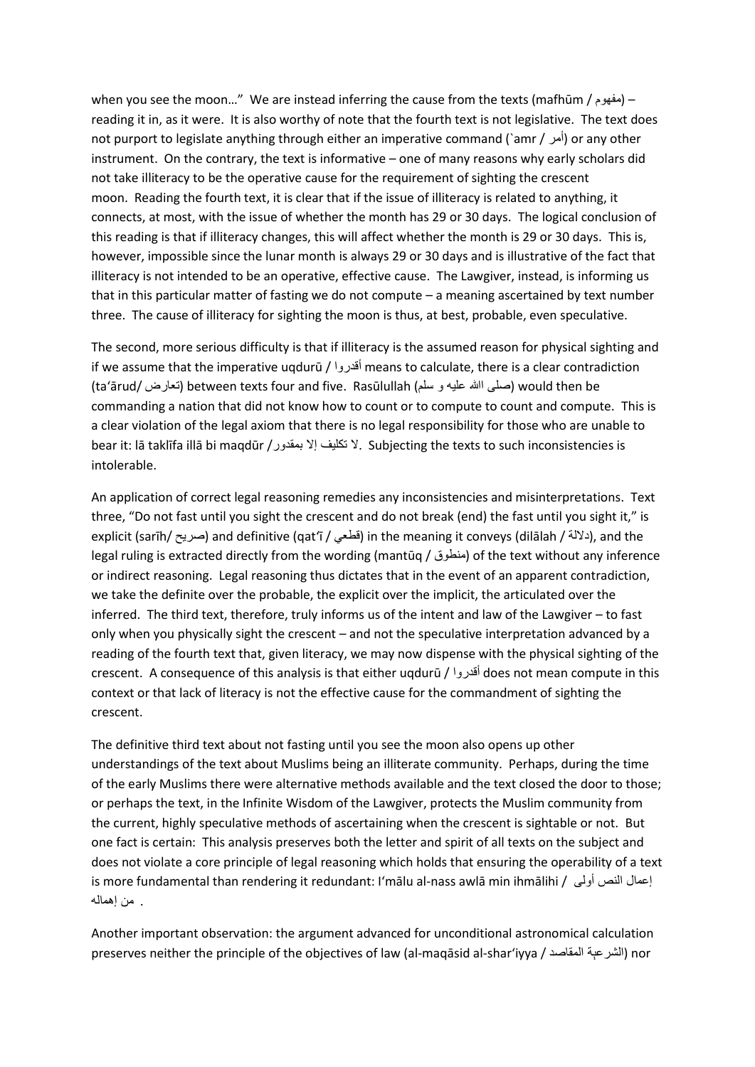when you see the moon…" We are instead inferring the cause from the texts (mafhūm / مفهوم) – reading it in, as it were. It is also worthy of note that the fourth text is not legislative. The text does not purport to legislate anything through either an imperative command (`amr / أمر) or any other instrument. On the contrary, the text is informative – one of many reasons why early scholars did not take illiteracy to be the operative cause for the requirement of sighting the crescent moon. Reading the fourth text, it is clear that if the issue of illiteracy is related to anything, it connects, at most, with the issue of whether the month has 29 or 30 days. The logical conclusion of this reading is that if illiteracy changes, this will affect whether the month is 29 or 30 days. This is, however, impossible since the lunar month is always 29 or 30 days and is illustrative of the fact that illiteracy is not intended to be an operative, effective cause. The Lawgiver, instead, is informing us that in this particular matter of fasting we do not compute – a meaning ascertained by text number three. The cause of illiteracy for sighting the moon is thus, at best, probable, even speculative.

The second, more serious difficulty is that if illiteracy is the assumed reason for physical sighting and if we assume that the imperative uqdurū / أقدروا means to calculate, there is a clear contradiction (ta'ārud/ تعارض) between texts four and five. Rasūlullah (صلى الله عليه و سلم) would then be commanding a nation that did not know how to count or to compute to count and compute. This is a clear violation of the legal axiom that there is no legal responsibility for those who are unable to bear it: lā taklīfa illā bi maqdūr / لا تكليف إلا بمقدور. Subjecting the texts to such inconsistencies is intolerable.

An application of correct legal reasoning remedies any inconsistencies and misinterpretations. Text three, "Do not fast until you sight the crescent and do not break (end) the fast until you sight it," is explicit (sarīh/ صريح) and definitive (qat'ī / قطعي) in the meaning it conveys (dilālah / دلالة), and the legal ruling is extracted directly from the wording (mantūq / منطوق) of the text without any inference or indirect reasoning. Legal reasoning thus dictates that in the event of an apparent contradiction, we take the definite over the probable, the explicit over the implicit, the articulated over the inferred. The third text, therefore, truly informs us of the intent and law of the Lawgiver – to fast only when you physically sight the crescent – and not the speculative interpretation advanced by a reading of the fourth text that, given literacy, we may now dispense with the physical sighting of the crescent. A consequence of this analysis is that either uqdurū / أقدروا does not mean compute in this context or that lack of literacy is not the effective cause for the commandment of sighting the crescent.

The definitive third text about not fasting until you see the moon also opens up other understandings of the text about Muslims being an illiterate community. Perhaps, during the time of the early Muslims there were alternative methods available and the text closed the door to those; or perhaps the text, in the Infinite Wisdom of the Lawgiver, protects the Muslim community from the current, highly speculative methods of ascertaining when the crescent is sightable or not. But one fact is certain: This analysis preserves both the letter and spirit of all texts on the subject and does not violate a core principle of legal reasoning which holds that ensuring the operability of a text is more fundamental than rendering it redundant: I'mālu al-nass awlā min ihmālihi / إعمال النص أولى من إهماله.

Another important observation: the argument advanced for unconditional astronomical calculation preserves neither the principle of the objectives of law (al-maqāsid al-shar'iyya / المقاصد الشرعية) nor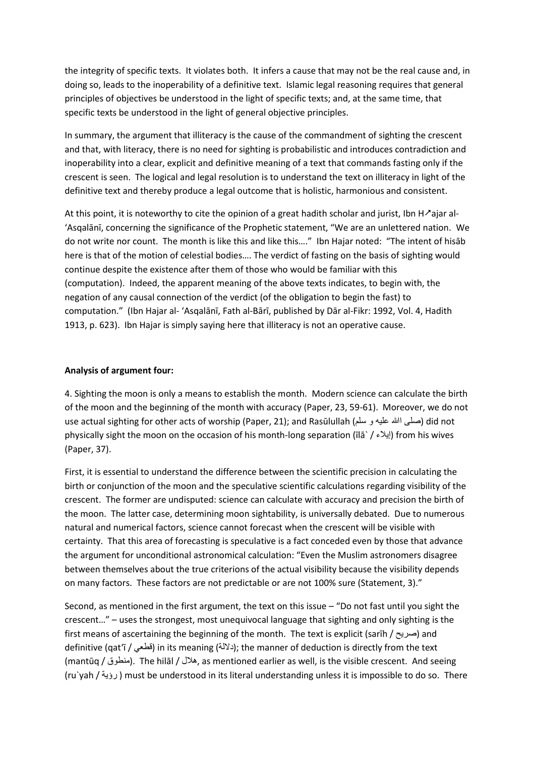the integrity of specific texts. It violates both. It infers a cause that may not be the real cause and, in doing so, leads to the inoperability of a definitive text. Islamic legal reasoning requires that general principles of objectives be understood in the light of specific texts; and, at the same time, that specific texts be understood in the light of general objective principles.

In summary, the argument that illiteracy is the cause of the commandment of sighting the crescent and that, with literacy, there is no need for sighting is probabilistic and introduces contradiction and inoperability into a clear, explicit and definitive meaning of a text that commands fasting only if the crescent is seen. The logical and legal resolution is to understand the text on illiteracy in light of the definitive text and thereby produce a legal outcome that is holistic, harmonious and consistent.

At this point, it is noteworthy to cite the opinion of a great hadith scholar and jurist, Ibn H↗ajar al-'Asqalānī, concerning the significance of the Prophetic statement, "We are an unlettered nation. We do not write nor count. The month is like this and like this…." Ibn Hajar noted: "The intent of hisāb here is that of the motion of celestial bodies…. The verdict of fasting on the basis of sighting would continue despite the existence after them of those who would be familiar with this (computation). Indeed, the apparent meaning of the above texts indicates, to begin with, the negation of any causal connection of the verdict (of the obligation to begin the fast) to computation." (Ibn Hajar al- 'Asqalānī, Fath al-Bārī, published by Dār al-Fikr: 1992, Vol. 4, Hadith 1913, p. 623). Ibn Hajar is simply saying here that illiteracy is not an operative cause.

**Analysis of argument four:**

4. Sighting the moon is only a means to establish the month. Modern science can calculate the birth of the moon and the beginning of the month with accuracy (Paper, 23, 59-61). Moreover, we do not use actual sighting for other acts of worship (Paper, 21); and Rasūlullah (صلى الله عليه و سلم) did not physically sight the moon on the occasion of his month-long separation (īlā` / إيلاء) from his wives (Paper, 37).

First, it is essential to understand the difference between the scientific precision in calculating the birth or conjunction of the moon and the speculative scientific calculations regarding visibility of the crescent. The former are undisputed: science can calculate with accuracy and precision the birth of the moon. The latter case, determining moon sightability, is universally debated. Due to numerous natural and numerical factors, science cannot forecast when the crescent will be visible with certainty. That this area of forecasting is speculative is a fact conceded even by those that advance the argument for unconditional astronomical calculation: "Even the Muslim astronomers disagree between themselves about the true criterions of the actual visibility because the visibility depends on many factors. These factors are not predictable or are not 100% sure (Statement, 3)."

Second, as mentioned in the first argument, the text on this issue – "Do not fast until you sight the crescent…" – uses the strongest, most unequivocal language that sighting and only sighting is the first means of ascertaining the beginning of the month. The text is explicit (sarīh / صريح) and definitive (qat'ī / قطعي) in its meaning (دلالة); the manner of deduction is directly from the text (mantūq / منطوق). The hilāl / هلال, as mentioned earlier as well, is the visible crescent. And seeing (ru`yah / رؤية ) must be understood in its literal understanding unless it is impossible to do so. There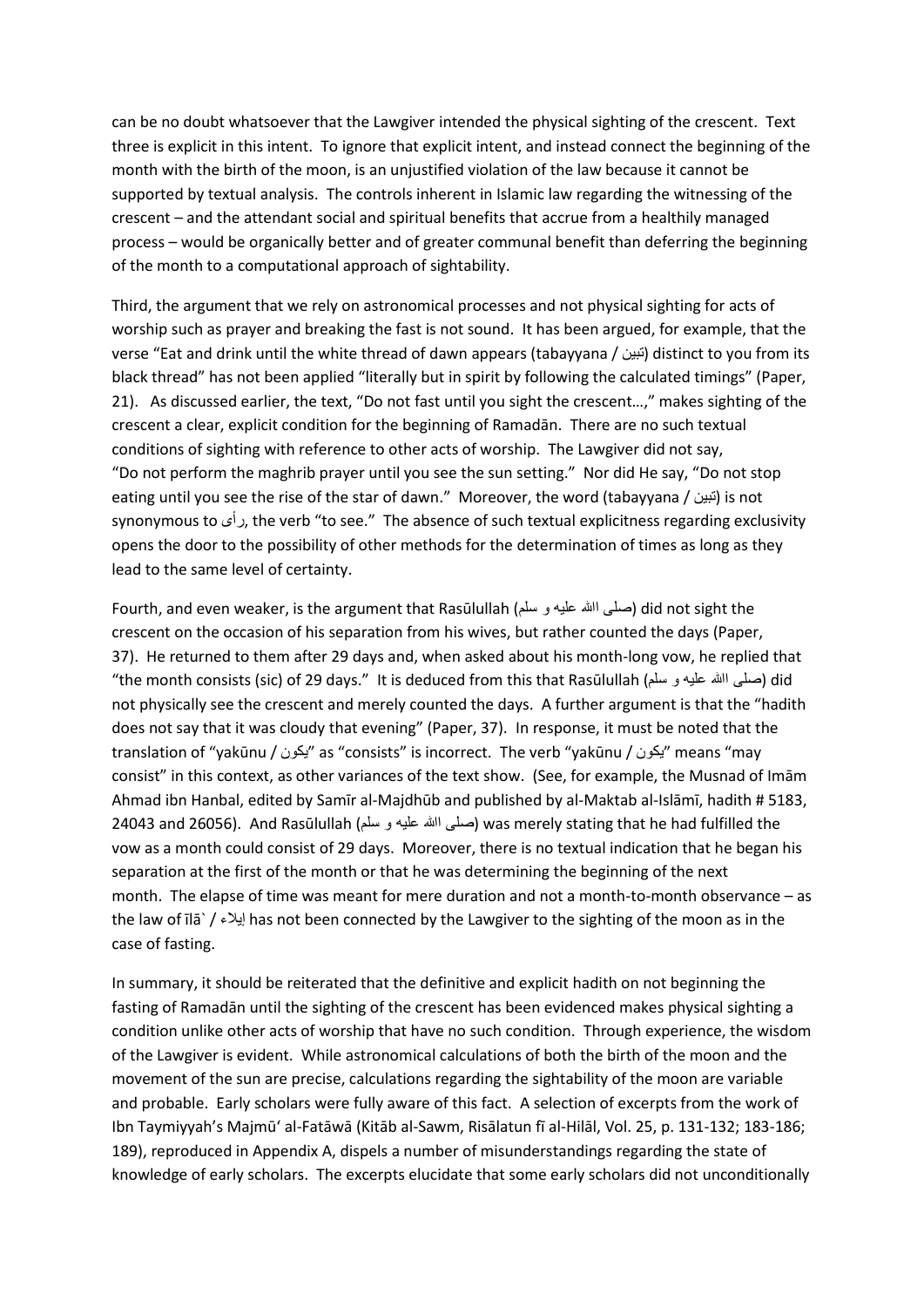can be no doubt whatsoever that the Lawgiver intended the physical sighting of the crescent. Text three is explicit in this intent. To ignore that explicit intent, and instead connect the beginning of the month with the birth of the moon, is an unjustified violation of the law because it cannot be supported by textual analysis. The controls inherent in Islamic law regarding the witnessing of the crescent – and the attendant social and spiritual benefits that accrue from a healthily managed process – would be organically better and of greater communal benefit than deferring the beginning of the month to a computational approach of sightability.

Third, the argument that we rely on astronomical processes and not physical sighting for acts of worship such as prayer and breaking the fast is not sound. It has been argued, for example, that the verse "Eat and drink until the white thread of dawn appears (tabayyana / تبين) distinct to you from its black thread" has not been applied "literally but in spirit by following the calculated timings" (Paper, 21). As discussed earlier, the text, "Do not fast until you sight the crescent…," makes sighting of the crescent a clear, explicit condition for the beginning of Ramadān. There are no such textual conditions of sighting with reference to other acts of worship. The Lawgiver did not say, "Do not perform the maghrib prayer until you see the sun setting." Nor did He say, "Do not stop eating until you see the rise of the star of dawn." Moreover, the word (tabayyana / تبين) is not synonymous to رأى, the verb "to see." The absence of such textual explicitness regarding exclusivity opens the door to the possibility of other methods for the determination of times as long as they lead to the same level of certainty.

Fourth, and even weaker, is the argument that Rasūlullah (صلى الله عليه و سلم) did not sight the crescent on the occasion of his separation from his wives, but rather counted the days (Paper, 37). He returned to them after 29 days and, when asked about his month-long vow, he replied that "the month consists (sic) of 29 days." It is deduced from this that Rasūlullah (صلى الله عليه و سلم) did not physically see the crescent and merely counted the days. A further argument is that the "hadith does not say that it was cloudy that evening" (Paper, 37). In response, it must be noted that the translation of "yakūnu / يكون" as "consists" is incorrect. The verb "yakūnu / يكون" means "may consist" in this context, as other variances of the text show. (See, for example, the Musnad of Imām Ahmad ibn Hanbal, edited by Samīr al-Majdhūb and published by al-Maktab al-Islāmī, hadith # 5183, 24043 and 26056). And Rasūlullah (صلى الله عليه و سلم) was merely stating that he had fulfilled the vow as a month could consist of 29 days. Moreover, there is no textual indication that he began his separation at the first of the month or that he was determining the beginning of the next month. The elapse of time was meant for mere duration and not a month-to-month observance – as the law of īlā` / إيلاء has not been connected by the Lawgiver to the sighting of the moon as in the case of fasting.

In summary, it should be reiterated that the definitive and explicit hadith on not beginning the fasting of Ramadān until the sighting of the crescent has been evidenced makes physical sighting a condition unlike other acts of worship that have no such condition. Through experience, the wisdom of the Lawgiver is evident. While astronomical calculations of both the birth of the moon and the movement of the sun are precise, calculations regarding the sightability of the moon are variable and probable. Early scholars were fully aware of this fact. A selection of excerpts from the work of Ibn Taymiyyah's Majmū' al-Fatāwā (Kitāb al-Sawm, Risālatun fī al-Hilāl, Vol. 25, p. 131-132; 183-186; 189), reproduced in Appendix A, dispels a number of misunderstandings regarding the state of knowledge of early scholars. The excerpts elucidate that some early scholars did not unconditionally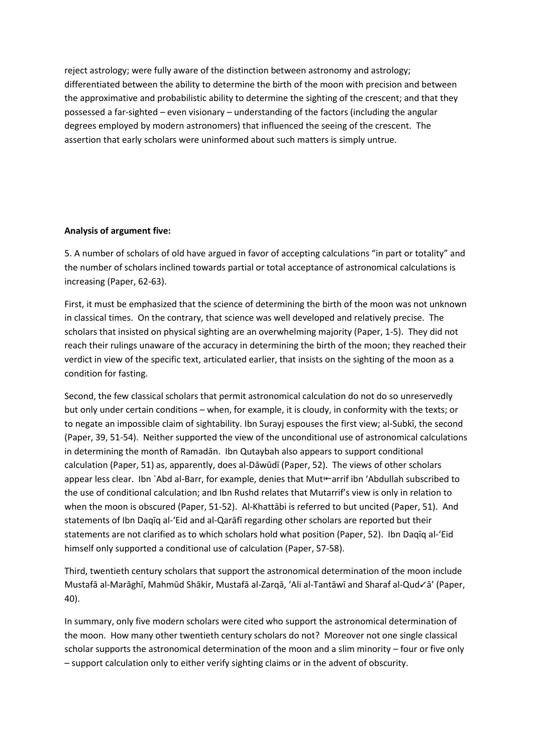reject astrology; were fully aware of the distinction between astronomy and astrology; differentiated between the ability to determine the birth of the moon with precision and between the approximative and probabilistic ability to determine the sighting of the crescent; and that they possessed a far-sighted – even visionary – understanding of the factors (including the angular degrees employed by modern astronomers) that influenced the seeing of the crescent. The assertion that early scholars were uninformed about such matters is simply untrue.

**Analysis of argument five:**

5. A number of scholars of old have argued in favor of accepting calculations "in part or totality" and the number of scholars inclined towards partial or total acceptance of astronomical calculations is increasing (Paper, 62-63).

First, it must be emphasized that the science of determining the birth of the moon was not unknown in classical times. On the contrary, that science was well developed and relatively precise. The scholars that insisted on physical sighting are an overwhelming majority (Paper, 1-5). They did not reach their rulings unaware of the accuracy in determining the birth of the moon; they reached their verdict in view of the specific text, articulated earlier, that insists on the sighting of the moon as a condition for fasting.

Second, the few classical scholars that permit astronomical calculation do not do so unreservedly but only under certain conditions – when, for example, it is cloudy, in conformity with the texts; or to negate an impossible claim of sightability. Ibn Surayj espouses the first view; al-Subkī, the second (Paper, 39, 51-54). Neither supported the view of the unconditional use of astronomical calculations in determining the month of Ramadān. Ibn Qutaybah also appears to support conditional calculation (Paper, 51) as, apparently, does al-Dāwūdī (Paper, 52). The views of other scholars appear less clear. Ibn `Abd al-Barr, for example, denies that Mutarrif ibn 'Abdullah subscribed to the use of conditional calculation; and Ibn Rushd relates that Mutarrif's view is only in relation to when the moon is obscured (Paper, 51-52). Al-Khattābi is referred to but uncited (Paper, 51). And statements of Ibn Daqīq al-'Eid and al-Qarāfī regarding other scholars are reported but their statements are not clarified as to which scholars hold what position (Paper, 52). Ibn Daqīq al-'Eid himself only supported a conditional use of calculation (Paper, 57-58).

Third, twentieth century scholars that support the astronomical determination of the moon include Mustafā al-Marāghī, Mahmūd Shākir, Mustafā al-Zarqā, 'Ali al-Tantāwī and Sharaf al-Qudā' (Paper, 40).

In summary, only five modern scholars were cited who support the astronomical determination of the moon. How many other twentieth century scholars do not? Moreover not one single classical scholar supports the astronomical determination of the moon and a slim minority – four or five only – support calculation only to either verify sighting claims or in the advent of obscurity.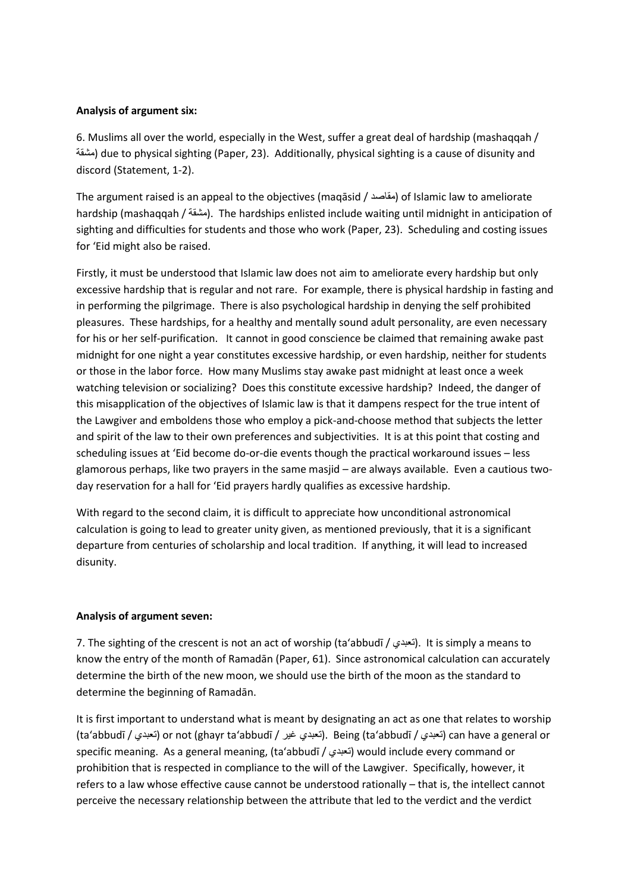**Analysis of argument six:**

6. Muslims all over the world, especially in the West, suffer a great deal of hardship (mashaqqah / مشقة) due to physical sighting (Paper, 23). Additionally, physical sighting is a cause of disunity and discord (Statement, 1-2).

The argument raised is an appeal to the objectives (maqāsid / مقاصد) of Islamic law to ameliorate hardship (mashaqqah / مشقة). The hardships enlisted include waiting until midnight in anticipation of sighting and difficulties for students and those who work (Paper, 23). Scheduling and costing issues for 'Eid might also be raised.

Firstly, it must be understood that Islamic law does not aim to ameliorate every hardship but only excessive hardship that is regular and not rare. For example, there is physical hardship in fasting and in performing the pilgrimage. There is also psychological hardship in denying the self prohibited pleasures. These hardships, for a healthy and mentally sound adult personality, are even necessary for his or her self-purification. It cannot in good conscience be claimed that remaining awake past midnight for one night a year constitutes excessive hardship, or even hardship, neither for students or those in the labor force. How many Muslims stay awake past midnight at least once a week watching television or socializing? Does this constitute excessive hardship? Indeed, the danger of this misapplication of the objectives of Islamic law is that it dampens respect for the true intent of the Lawgiver and emboldens those who employ a pick-and-choose method that subjects the letter and spirit of the law to their own preferences and subjectivities. It is at this point that costing and scheduling issues at 'Eid become do-or-die events though the practical workaround issues – less glamorous perhaps, like two prayers in the same masjid – are always available. Even a cautious two-day reservation for a hall for 'Eid prayers hardly qualifies as excessive hardship.

With regard to the second claim, it is difficult to appreciate how unconditional astronomical calculation is going to lead to greater unity given, as mentioned previously, that it is a significant departure from centuries of scholarship and local tradition. If anything, it will lead to increased disunity.

**Analysis of argument seven:**

7. The sighting of the crescent is not an act of worship (ta'abbudī / تعبدي). It is simply a means to know the entry of the month of Ramadān (Paper, 61). Since astronomical calculation can accurately determine the birth of the new moon, we should use the birth of the moon as the standard to determine the beginning of Ramadān.

It is first important to understand what is meant by designating an act as one that relates to worship (ta'abbudī / تعبدي) or not (ghayr ta'abbudī / غير تعبدي). Being (ta'abbudī / تعبدي) can have a general or specific meaning. As a general meaning, (ta'abbudī / تعبدي) would include every command or prohibition that is respected in compliance to the will of the Lawgiver. Specifically, however, it refers to a law whose effective cause cannot be understood rationally – that is, the intellect cannot perceive the necessary relationship between the attribute that led to the verdict and the verdict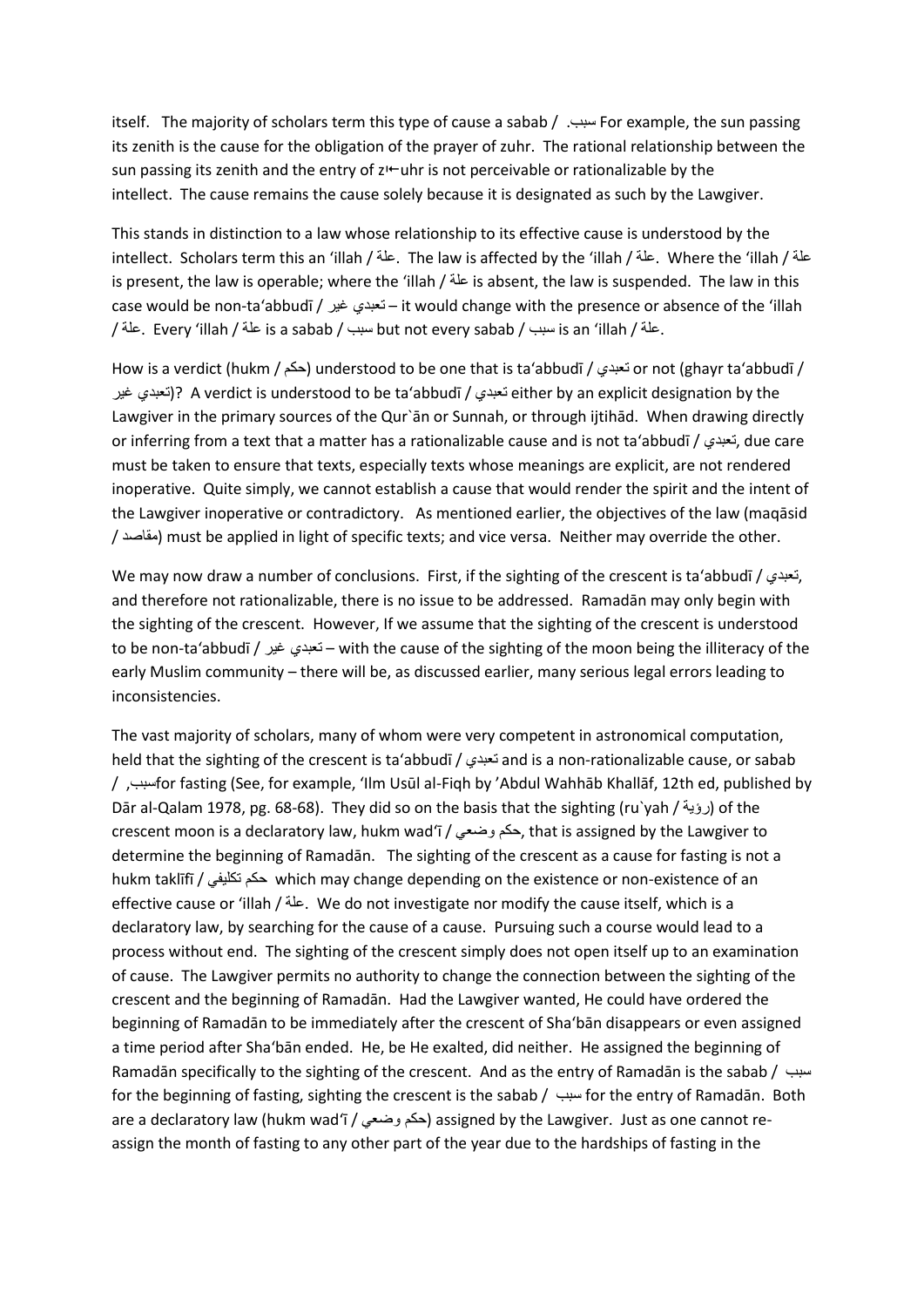itself. The majority of scholars term this type of cause a sabab / سبب. For example, the sun passing its zenith is the cause for the obligation of the prayer of zuhr. The rational relationship between the sun passing its zenith and the entry of zuhr is not perceivable or rationalizable by the intellect. The cause remains the cause solely because it is designated as such by the Lawgiver.

This stands in distinction to a law whose relationship to its effective cause is understood by the intellect. Scholars term this an ʻillah / علة. The law is affected by the ʻillah / علة. Where the ʻillah / علة is present, the law is operable; where the ʻillah / علة is absent, the law is suspended. The law in this case would be non-taʻabbudī / غير تعبدي – it would change with the presence or absence of the ʻillah / علة. Every ʻillah / علة is a sabab / سبب but not every sabab / سبب is an ʻillah / علة.

How is a verdict (hukm / حكم) understood to be one that is taʻabbudī / تعبدي or not (ghayr taʻabbudī / غير تعبدي)? A verdict is understood to be taʻabbudī / تعبدي either by an explicit designation by the Lawgiver in the primary sources of the Qur`ān or Sunnah, or through ijtihād. When drawing directly or inferring from a text that a matter has a rationalizable cause and is not taʻabbudī / تعبدي, due care must be taken to ensure that texts, especially texts whose meanings are explicit, are not rendered inoperative. Quite simply, we cannot establish a cause that would render the spirit and the intent of the Lawgiver inoperative or contradictory. As mentioned earlier, the objectives of the law (maqāsid / مقاصد) must be applied in light of specific texts; and vice versa. Neither may override the other.

We may now draw a number of conclusions. First, if the sighting of the crescent is taʻabbudī / تعبدي, and therefore not rationalizable, there is no issue to be addressed. Ramadān may only begin with the sighting of the crescent. However, If we assume that the sighting of the crescent is understood to be non-taʻabbudī / غير تعبدي – with the cause of the sighting of the moon being the illiteracy of the early Muslim community – there will be, as discussed earlier, many serious legal errors leading to inconsistencies.

The vast majority of scholars, many of whom were very competent in astronomical computation, held that the sighting of the crescent is taʻabbudī / تعبدي and is a non-rationalizable cause, or sabab / سبب, for fasting (See, for example, ʻIlm Usūl al-Fiqh by ʼAbdul Wahhāb Khallāf, 12th ed, published by Dār al-Qalam 1978, pg. 68-68). They did so on the basis that the sighting (ru`yah / رؤية) of the crescent moon is a declaratory law, hukm wadʻī / حكم وضعي, that is assigned by the Lawgiver to determine the beginning of Ramadān. The sighting of the crescent as a cause for fasting is not a hukm taklīfī / حكم تكليفي which may change depending on the existence or non-existence of an effective cause or ʻillah / علة. We do not investigate nor modify the cause itself, which is a declaratory law, by searching for the cause of a cause. Pursuing such a course would lead to a process without end. The sighting of the crescent simply does not open itself up to an examination of cause. The Lawgiver permits no authority to change the connection between the sighting of the crescent and the beginning of Ramadān. Had the Lawgiver wanted, He could have ordered the beginning of Ramadān to be immediately after the crescent of Shaʻbān disappears or even assigned a time period after Shaʻbān ended. He, be He exalted, did neither. He assigned the beginning of Ramadān specifically to the sighting of the crescent. And as the entry of Ramadān is the sabab / سبب for the beginning of fasting, sighting the crescent is the sabab / سبب for the entry of Ramadān. Both are a declaratory law (hukm wadʻī / حكم وضعي) assigned by the Lawgiver. Just as one cannot re-assign the month of fasting to any other part of the year due to the hardships of fasting in the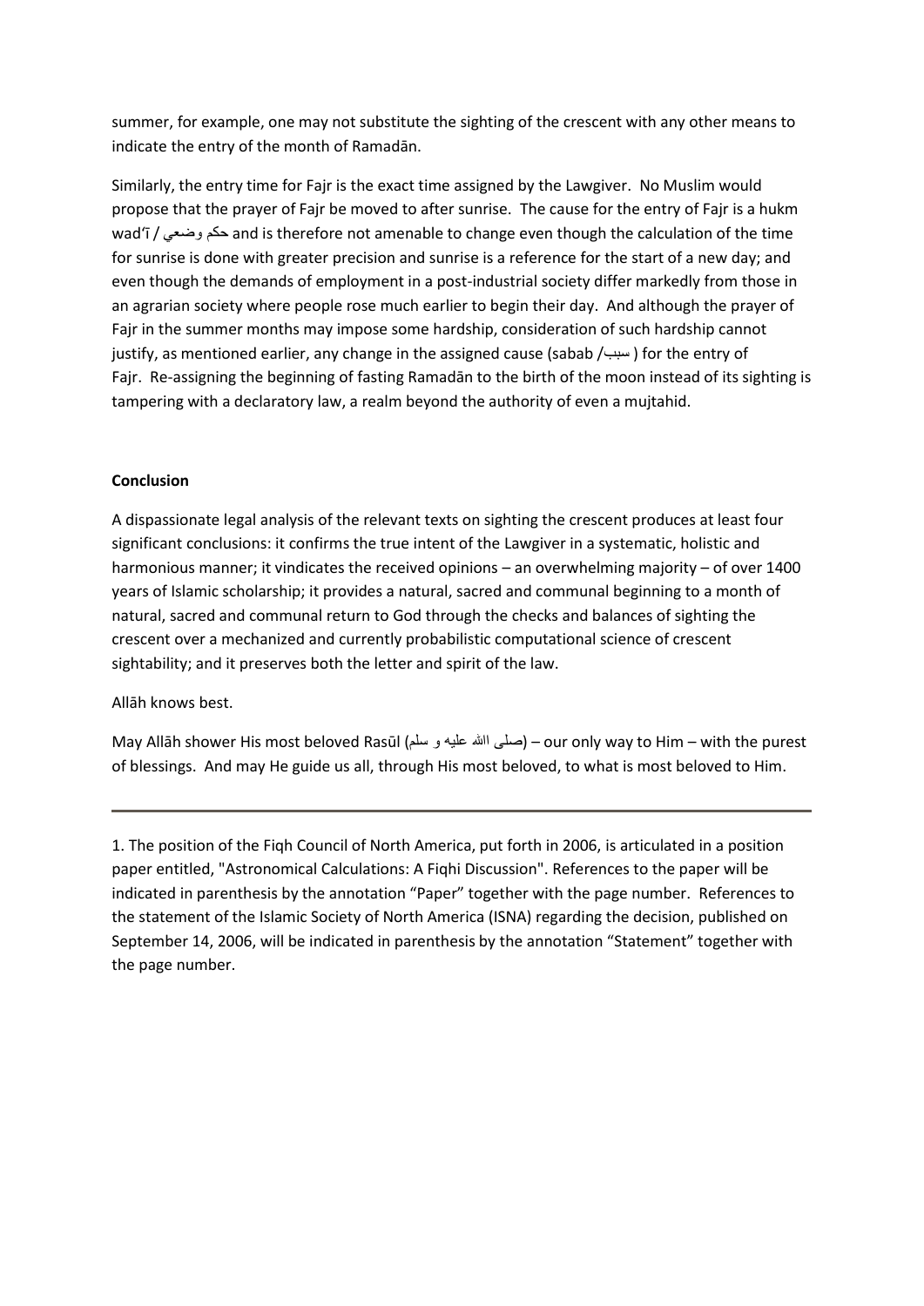summer, for example, one may not substitute the sighting of the crescent with any other means to indicate the entry of the month of Ramadān.

Similarly, the entry time for Fajr is the exact time assigned by the Lawgiver. No Muslim would propose that the prayer of Fajr be moved to after sunrise. The cause for the entry of Fajr is a hukm wad'ī / حكم وضعي and is therefore not amenable to change even though the calculation of the time for sunrise is done with greater precision and sunrise is a reference for the start of a new day; and even though the demands of employment in a post-industrial society differ markedly from those in an agrarian society where people rose much earlier to begin their day. And although the prayer of Fajr in the summer months may impose some hardship, consideration of such hardship cannot justify, as mentioned earlier, any change in the assigned cause (sabab /سبب) for the entry of Fajr. Re-assigning the beginning of fasting Ramadān to the birth of the moon instead of its sighting is tampering with a declaratory law, a realm beyond the authority of even a mujtahid.

**Conclusion**

A dispassionate legal analysis of the relevant texts on sighting the crescent produces at least four significant conclusions: it confirms the true intent of the Lawgiver in a systematic, holistic and harmonious manner; it vindicates the received opinions – an overwhelming majority – of over 1400 years of Islamic scholarship; it provides a natural, sacred and communal beginning to a month of natural, sacred and communal return to God through the checks and balances of sighting the crescent over a mechanized and currently probabilistic computational science of crescent sightability; and it preserves both the letter and spirit of the law.

Allāh knows best.

May Allāh shower His most beloved Rasūl (صلى الله عليه و سلم) – our only way to Him – with the purest of blessings. And may He guide us all, through His most beloved, to what is most beloved to Him.

---

1. The position of the Fiqh Council of North America, put forth in 2006, is articulated in a position paper entitled, "Astronomical Calculations: A Fiqhi Discussion". References to the paper will be indicated in parenthesis by the annotation "Paper" together with the page number. References to the statement of the Islamic Society of North America (ISNA) regarding the decision, published on September 14, 2006, will be indicated in parenthesis by the annotation "Statement" together with the page number.